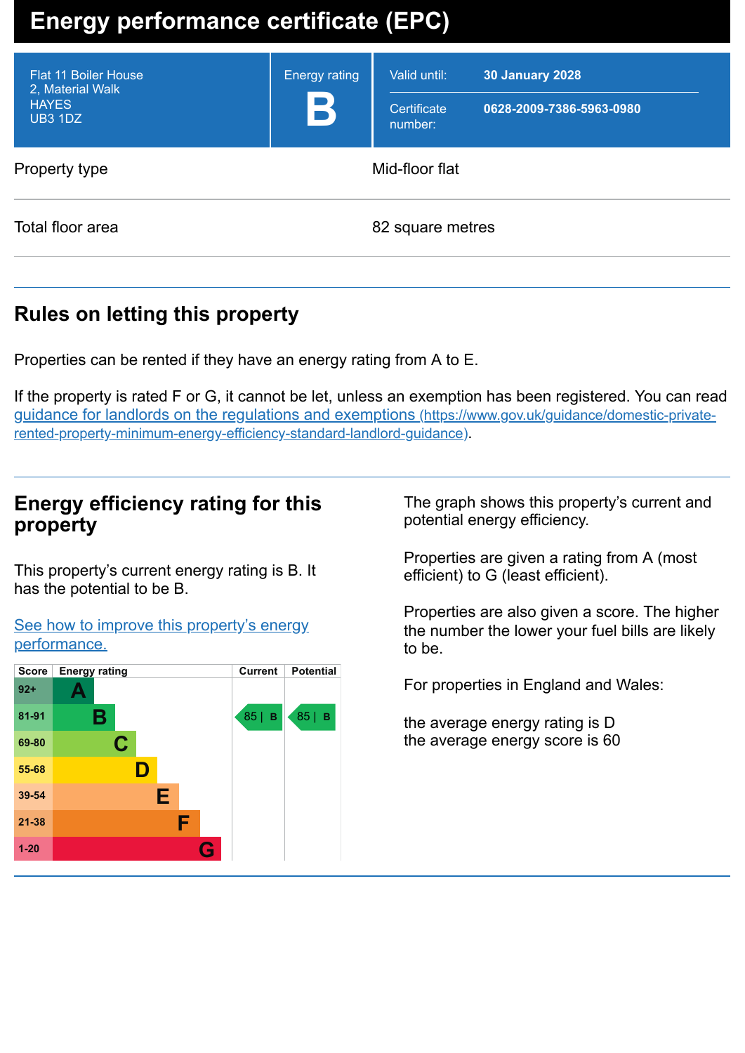# Energy performance certificate (EPC)

| Flat 11 Boiler House<br>2, Material Walk<br>HAYES<br>UB3 1DZ | Energy rating<br>**B** | Valid until: **30 January 2028**<br>Certificate number: **0628-2009-7386-5963-0980** |
|---|---|---|

| | |
|---|---|
| Property type | Mid-floor flat |
| Total floor area | 82 square metres |

## Rules on letting this property

Properties can be rented if they have an energy rating from A to E.

If the property is rated F or G, it cannot be let, unless an exemption has been registered. You can read [guidance for landlords on the regulations and exemptions (https://www.gov.uk/guidance/domestic-private-rented-property-minimum-energy-efficiency-standard-landlord-guidance)](https://www.gov.uk/guidance/domestic-private-rented-property-minimum-energy-efficiency-standard-landlord-guidance).

## Energy efficiency rating for this property

This property's current energy rating is B. It has the potential to be B.

[See how to improve this property's energy performance.]()

| Score | Energy rating | Current | Potential |
|---|---|---|---|
| 92+ | A | | |
| 81-91 | B | 85 \| B | 85 \| B |
| 69-80 | C | | |
| 55-68 | D | | |
| 39-54 | E | | |
| 21-38 | F | | |
| 1-20 | G | | |

The graph shows this property's current and potential energy efficiency.

Properties are given a rating from A (most efficient) to G (least efficient).

Properties are also given a score. The higher the number the lower your fuel bills are likely to be.

For properties in England and Wales:

the average energy rating is D
the average energy score is 60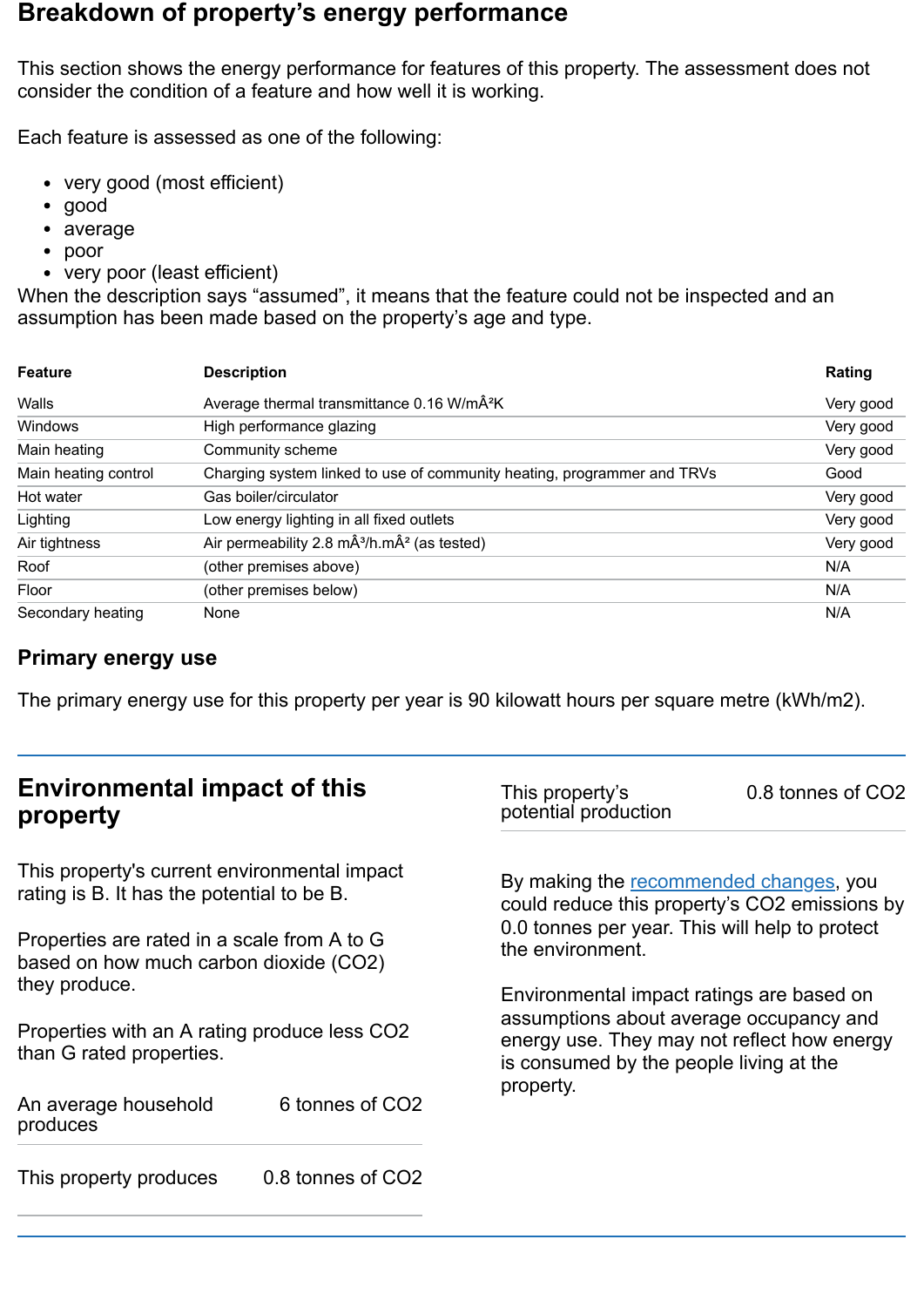## Breakdown of property's energy performance

This section shows the energy performance for features of this property. The assessment does not consider the condition of a feature and how well it is working.

Each feature is assessed as one of the following:

- very good (most efficient)
- good
- average
- poor
- very poor (least efficient)

When the description says "assumed", it means that the feature could not be inspected and an assumption has been made based on the property's age and type.

| Feature | Description | Rating |
|---|---|---|
| Walls | Average thermal transmittance 0.16 W/mÂ²K | Very good |
| Windows | High performance glazing | Very good |
| Main heating | Community scheme | Very good |
| Main heating control | Charging system linked to use of community heating, programmer and TRVs | Good |
| Hot water | Gas boiler/circulator | Very good |
| Lighting | Low energy lighting in all fixed outlets | Very good |
| Air tightness | Air permeability 2.8 mÂ³/h.mÂ² (as tested) | Very good |
| Roof | (other premises above) | N/A |
| Floor | (other premises below) | N/A |
| Secondary heating | None | N/A |

### Primary energy use

The primary energy use for this property per year is 90 kilowatt hours per square metre (kWh/m2).

## Environmental impact of this property

This property's current environmental impact rating is B. It has the potential to be B.

Properties are rated in a scale from A to G based on how much carbon dioxide (CO2) they produce.

Properties with an A rating produce less CO2 than G rated properties.

| | |
|---|---|
| An average household produces | 6 tonnes of CO2 |
| This property produces | 0.8 tonnes of CO2 |
| This property's potential production | 0.8 tonnes of CO2 |

By making the recommended changes, you could reduce this property's CO2 emissions by 0.0 tonnes per year. This will help to protect the environment.

Environmental impact ratings are based on assumptions about average occupancy and energy use. They may not reflect how energy is consumed by the people living at the property.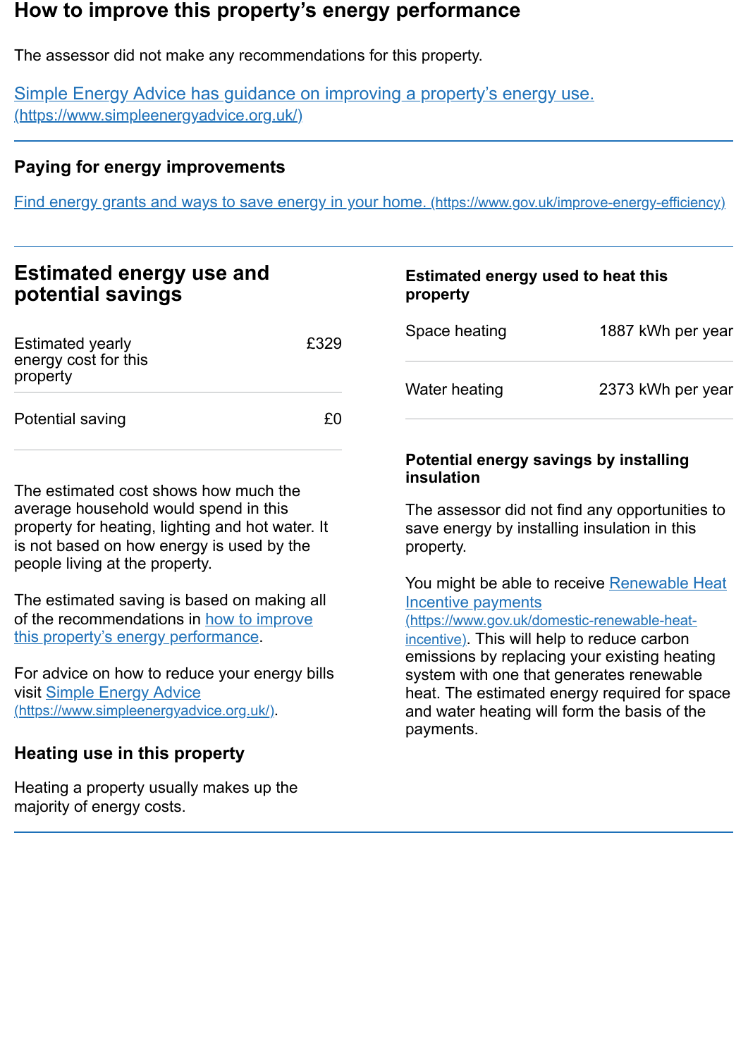## How to improve this property's energy performance

The assessor did not make any recommendations for this property.

[Simple Energy Advice has guidance on improving a property's energy use. (https://www.simpleenergyadvice.org.uk/)](https://www.simpleenergyadvice.org.uk/)

### Paying for energy improvements

[Find energy grants and ways to save energy in your home. (https://www.gov.uk/improve-energy-efficiency)](https://www.gov.uk/improve-energy-efficiency)

## Estimated energy use and potential savings

| | |
|---|---|
| Estimated yearly energy cost for this property | £329 |
| Potential saving | £0 |

The estimated cost shows how much the average household would spend in this property for heating, lighting and hot water. It is not based on how energy is used by the people living at the property.

The estimated saving is based on making all of the recommendations in [how to improve this property's energy performance](#how-to-improve-this-propertys-energy-performance).

For advice on how to reduce your energy bills visit [Simple Energy Advice (https://www.simpleenergyadvice.org.uk/)](https://www.simpleenergyadvice.org.uk/).

### Heating use in this property

Heating a property usually makes up the majority of energy costs.

### Estimated energy used to heat this property

| | |
|---|---|
| Space heating | 1887 kWh per year |
| Water heating | 2373 kWh per year |

### Potential energy savings by installing insulation

The assessor did not find any opportunities to save energy by installing insulation in this property.

You might be able to receive [Renewable Heat Incentive payments (https://www.gov.uk/domestic-renewable-heat-incentive)](https://www.gov.uk/domestic-renewable-heat-incentive). This will help to reduce carbon emissions by replacing your existing heating system with one that generates renewable heat. The estimated energy required for space and water heating will form the basis of the payments.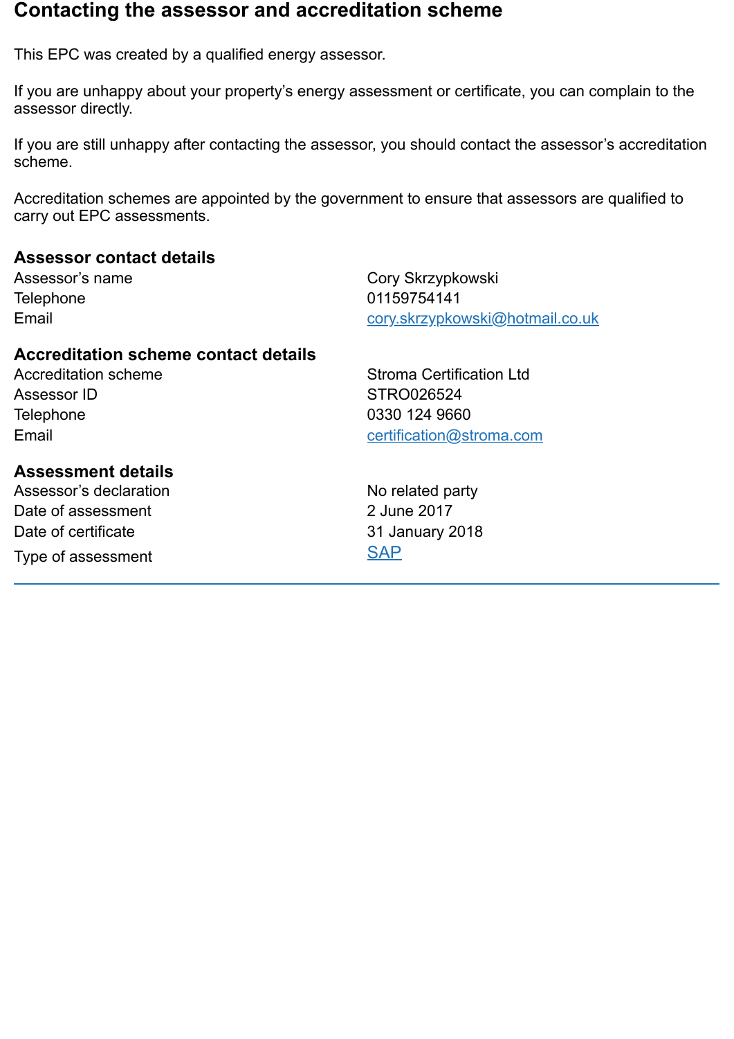## Contacting the assessor and accreditation scheme

This EPC was created by a qualified energy assessor.

If you are unhappy about your property's energy assessment or certificate, you can complain to the assessor directly.

If you are still unhappy after contacting the assessor, you should contact the assessor's accreditation scheme.

Accreditation schemes are appointed by the government to ensure that assessors are qualified to carry out EPC assessments.

### Assessor contact details

| | |
|---|---|
| Assessor's name | Cory Skrzypkowski |
| Telephone | 01159754141 |
| Email | cory.skrzypkowski@hotmail.co.uk |

### Accreditation scheme contact details

| | |
|---|---|
| Accreditation scheme | Stroma Certification Ltd |
| Assessor ID | STRO026524 |
| Telephone | 0330 124 9660 |
| Email | certification@stroma.com |

### Assessment details

| | |
|---|---|
| Assessor's declaration | No related party |
| Date of assessment | 2 June 2017 |
| Date of certificate | 31 January 2018 |
| Type of assessment | SAP |